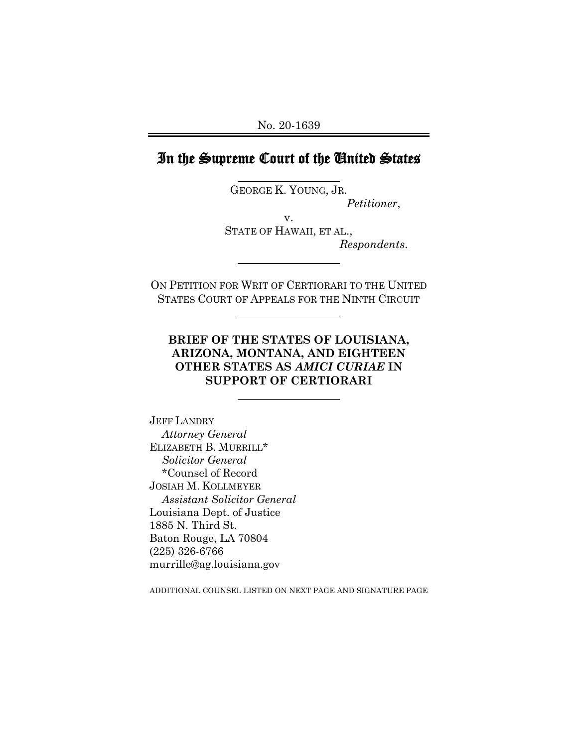No. 20-1639

# In the Supreme Court of the United States

GEORGE K. YOUNG, JR.
*Petitioner*,

v.

STATE OF HAWAII, ET AL.,
*Respondents*.

ON PETITION FOR WRIT OF CERTIORARI TO THE UNITED STATES COURT OF APPEALS FOR THE NINTH CIRCUIT

**BRIEF OF THE STATES OF LOUISIANA, ARIZONA, MONTANA, AND EIGHTEEN OTHER STATES AS *AMICI CURIAE* IN SUPPORT OF CERTIORARI**

JEFF LANDRY
*Attorney General*
ELIZABETH B. MURRILL*
*Solicitor General*
*Counsel of Record
JOSIAH M. KOLLMEYER
*Assistant Solicitor General*
Louisiana Dept. of Justice
1885 N. Third St.
Baton Rouge, LA 70804
(225) 326-6766
murrille@ag.louisiana.gov

ADDITIONAL COUNSEL LISTED ON NEXT PAGE AND SIGNATURE PAGE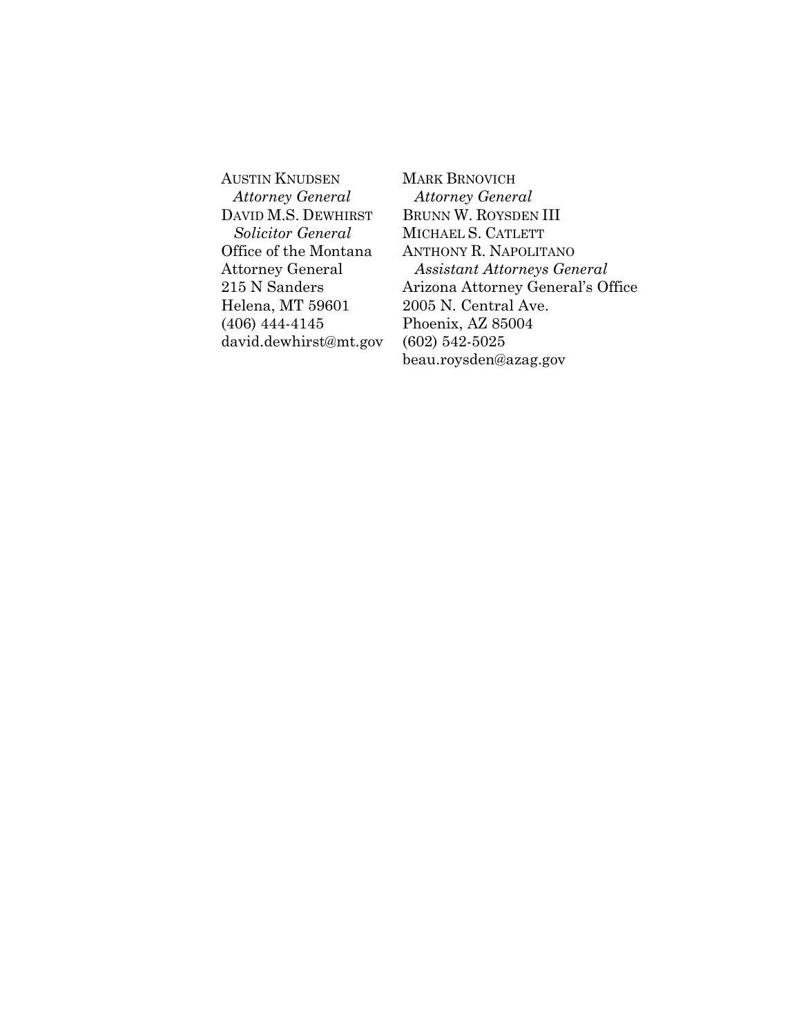AUSTIN KNUDSEN
*Attorney General*
DAVID M.S. DEWHIRST
*Solicitor General*
Office of the Montana Attorney General
215 N Sanders
Helena, MT 59601
(406) 444-4145
david.dewhirst@mt.gov

MARK BRNOVICH
*Attorney General*
BRUNN W. ROYSDEN III
MICHAEL S. CATLETT
ANTHONY R. NAPOLITANO
*Assistant Attorneys General*
Arizona Attorney General's Office
2005 N. Central Ave.
Phoenix, AZ 85004
(602) 542-5025
beau.roysden@azag.gov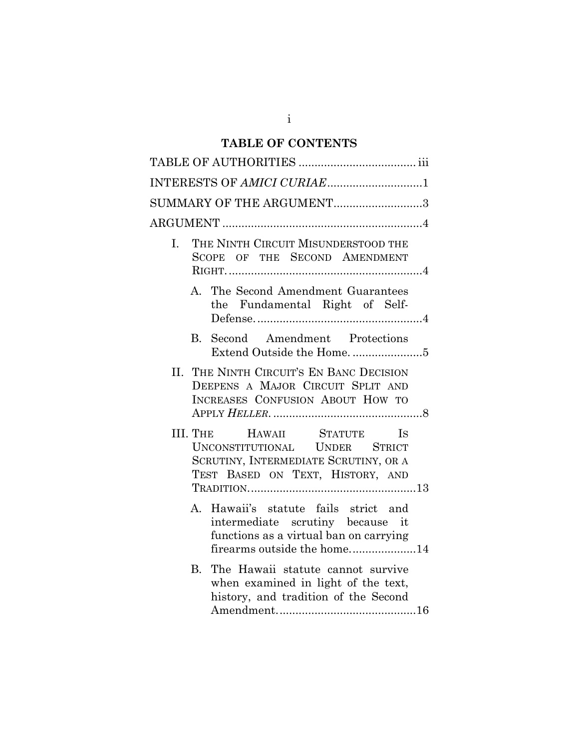# TABLE OF CONTENTS

TABLE OF AUTHORITIES .................................... iii

INTERESTS OF *AMICI CURIAE* ..............................1

SUMMARY OF THE ARGUMENT ............................3

ARGUMENT ...............................................................4

I. THE NINTH CIRCUIT MISUNDERSTOOD THE SCOPE OF THE SECOND AMENDMENT RIGHT. ............................................................4

  A. The Second Amendment Guarantees the Fundamental Right of Self-Defense. ....................................................4

  B. Second Amendment Protections Extend Outside the Home. ......................5

II. THE NINTH CIRCUIT'S EN BANC DECISION DEEPENS A MAJOR CIRCUIT SPLIT AND INCREASES CONFUSION ABOUT HOW TO APPLY *HELLER*. ...............................................8

III. THE HAWAII STATUTE IS UNCONSTITUTIONAL UNDER STRICT SCRUTINY, INTERMEDIATE SCRUTINY, OR A TEST BASED ON TEXT, HISTORY, AND TRADITION. ....................................................13

  A. Hawaii's statute fails strict and intermediate scrutiny because it functions as a virtual ban on carrying firearms outside the home. ....................14

  B. The Hawaii statute cannot survive when examined in light of the text, history, and tradition of the Second Amendment. ..........................................16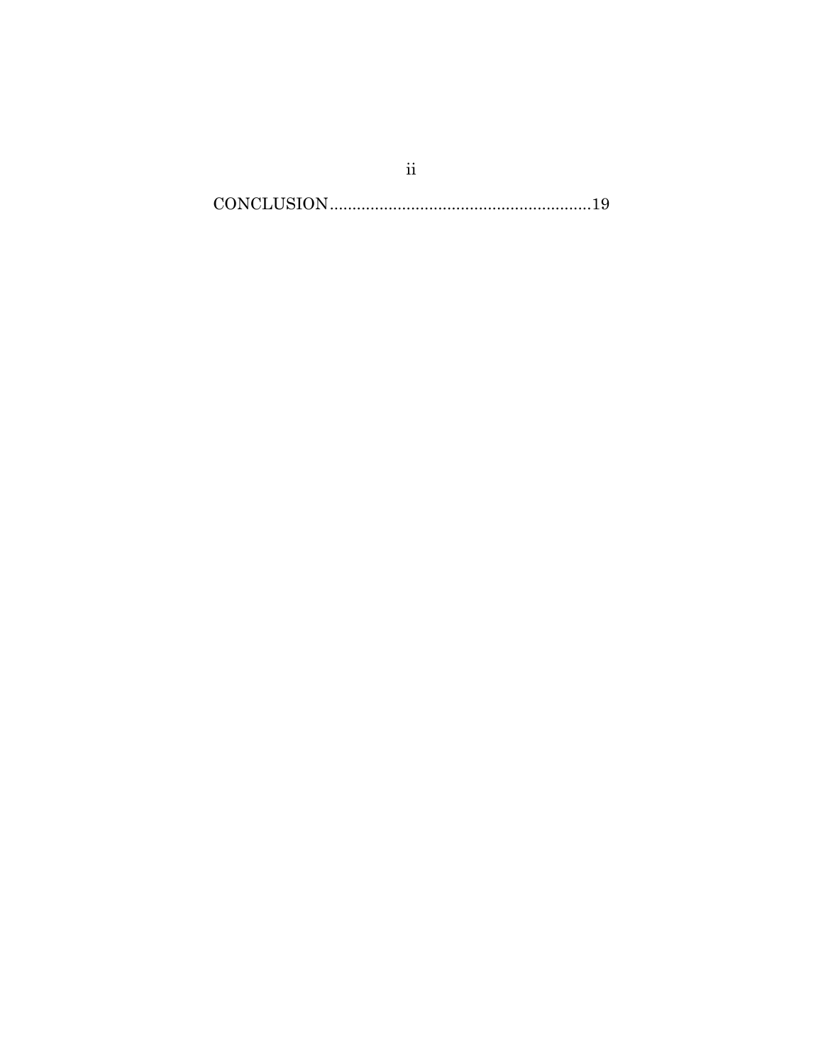CONCLUSION.........................................................19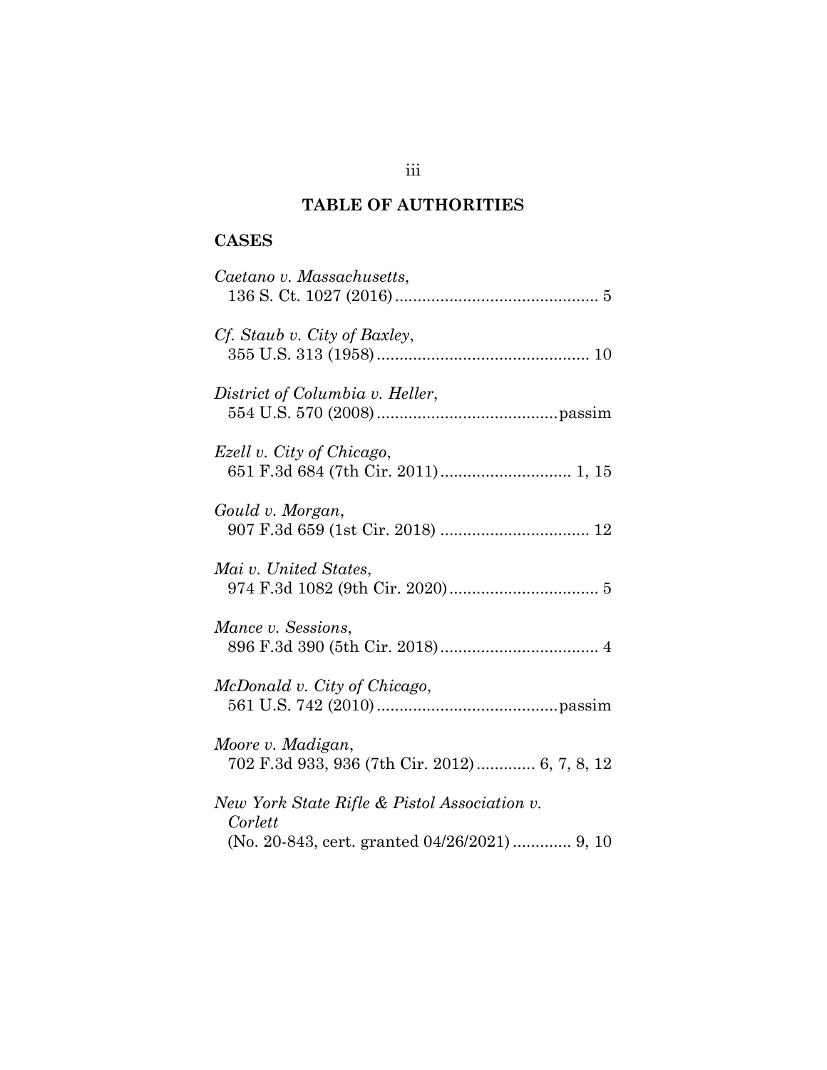## TABLE OF AUTHORITIES

### CASES

*Caetano v. Massachusetts*,
136 S. Ct. 1027 (2016) ............................................ 5

*Cf. Staub v. City of Baxley*,
355 U.S. 313 (1958) .............................................. 10

*District of Columbia v. Heller*,
554 U.S. 570 (2008) .......................................passim

*Ezell v. City of Chicago*,
651 F.3d 684 (7th Cir. 2011) ............................ 1, 15

*Gould v. Morgan*,
907 F.3d 659 (1st Cir. 2018) ................................ 12

*Mai v. United States*,
974 F.3d 1082 (9th Cir. 2020) ................................ 5

*Mance v. Sessions*,
896 F.3d 390 (5th Cir. 2018) .................................. 4

*McDonald v. City of Chicago*,
561 U.S. 742 (2010) .......................................passim

*Moore v. Madigan*,
702 F.3d 933, 936 (7th Cir. 2012) ............ 6, 7, 8, 12

*New York State Rifle & Pistol Association v. Corlett*
(No. 20-843, cert. granted 04/26/2021) ............ 9, 10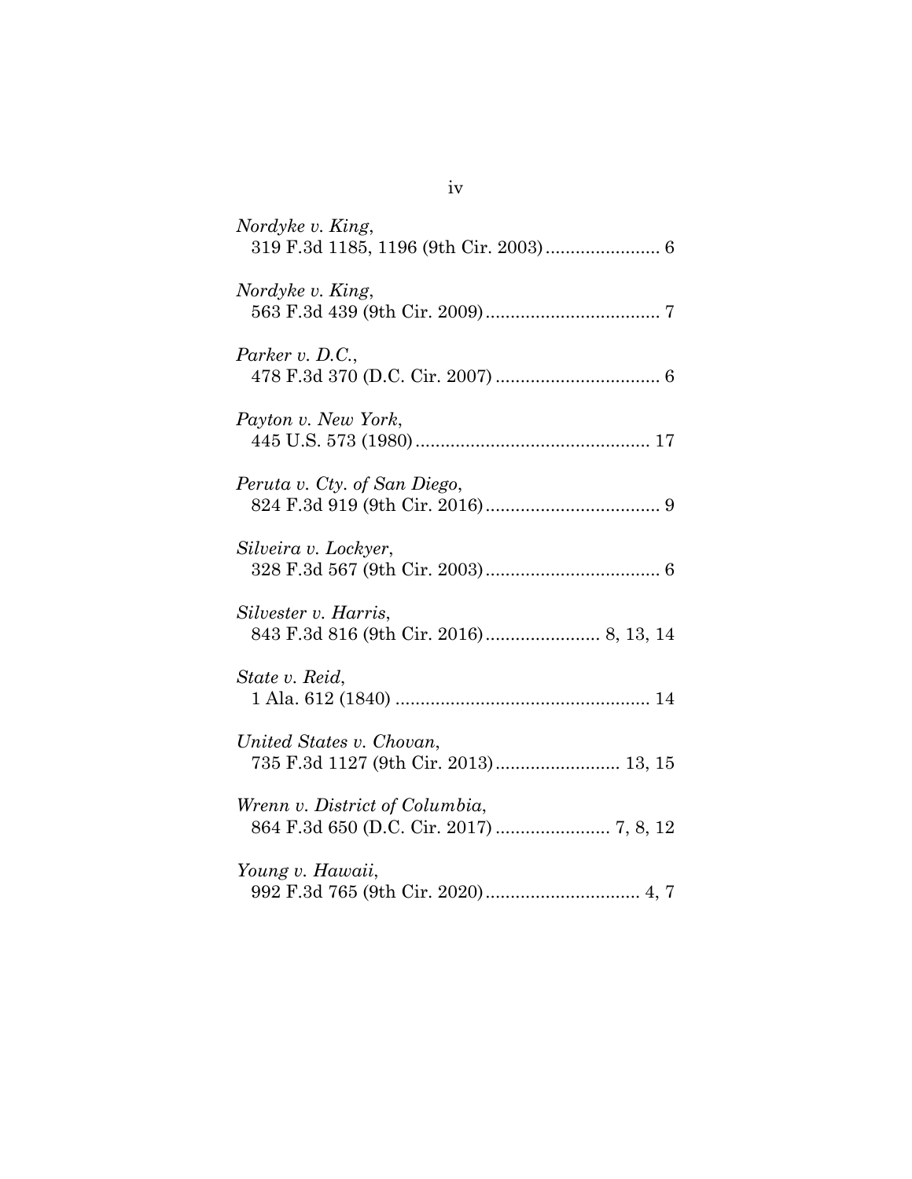*Nordyke v. King*,
319 F.3d 1185, 1196 (9th Cir. 2003)....................... 6

*Nordyke v. King*,
563 F.3d 439 (9th Cir. 2009)................................... 7

*Parker v. D.C.*,
478 F.3d 370 (D.C. Cir. 2007) ................................. 6

*Payton v. New York*,
445 U.S. 573 (1980)............................................... 17

*Peruta v. Cty. of San Diego*,
824 F.3d 919 (9th Cir. 2016)................................... 9

*Silveira v. Lockyer*,
328 F.3d 567 (9th Cir. 2003)................................... 6

*Silvester v. Harris*,
843 F.3d 816 (9th Cir. 2016)....................... 8, 13, 14

*State v. Reid*,
1 Ala. 612 (1840) ................................................... 14

*United States v. Chovan*,
735 F.3d 1127 (9th Cir. 2013)......................... 13, 15

*Wrenn v. District of Columbia*,
864 F.3d 650 (D.C. Cir. 2017) ....................... 7, 8, 12

*Young v. Hawaii*,
992 F.3d 765 (9th Cir. 2020)............................... 4, 7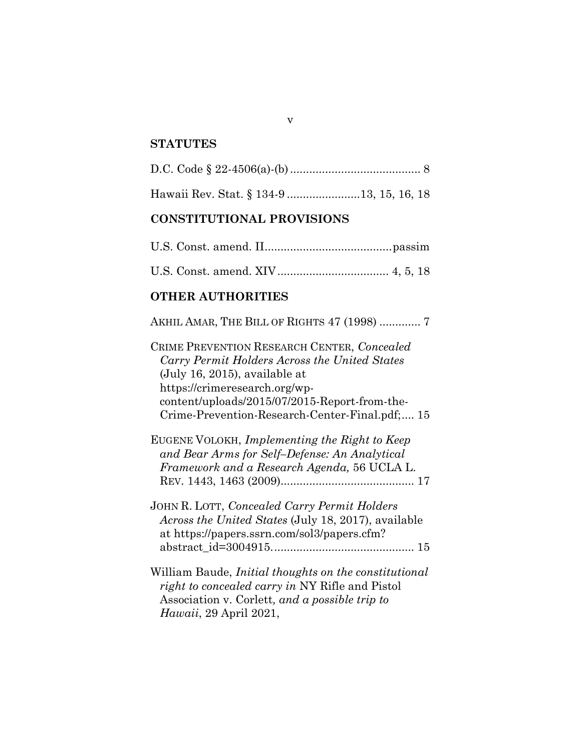## STATUTES

D.C. Code § 22-4506(a)-(b) ......................................... 8

Hawaii Rev. Stat. § 134-9 .......................13, 15, 16, 18

## CONSTITUTIONAL PROVISIONS

U.S. Const. amend. II........................................passim

U.S. Const. amend. XIV................................... 4, 5, 18

## OTHER AUTHORITIES

AKHIL AMAR, THE BILL OF RIGHTS 47 (1998) ............. 7

CRIME PREVENTION RESEARCH CENTER, *Concealed Carry Permit Holders Across the United States* (July 16, 2015), available at https://crimeresearch.org/wp-content/uploads/2015/07/2015-Report-from-the-Crime-Prevention-Research-Center-Final.pdf;.... 15

EUGENE VOLOKH, *Implementing the Right to Keep and Bear Arms for Self–Defense: An Analytical Framework and a Research Agenda,* 56 UCLA L. REV. 1443, 1463 (2009).......................................... 17

JOHN R. LOTT, *Concealed Carry Permit Holders Across the United States* (July 18, 2017), available at https://papers.ssrn.com/sol3/papers.cfm?abstract_id=3004915. ........................................... 15

William Baude, *Initial thoughts on the constitutional right to concealed carry in* NY Rifle and Pistol Association v. Corlett*, and a possible trip to Hawaii*, 29 April 2021,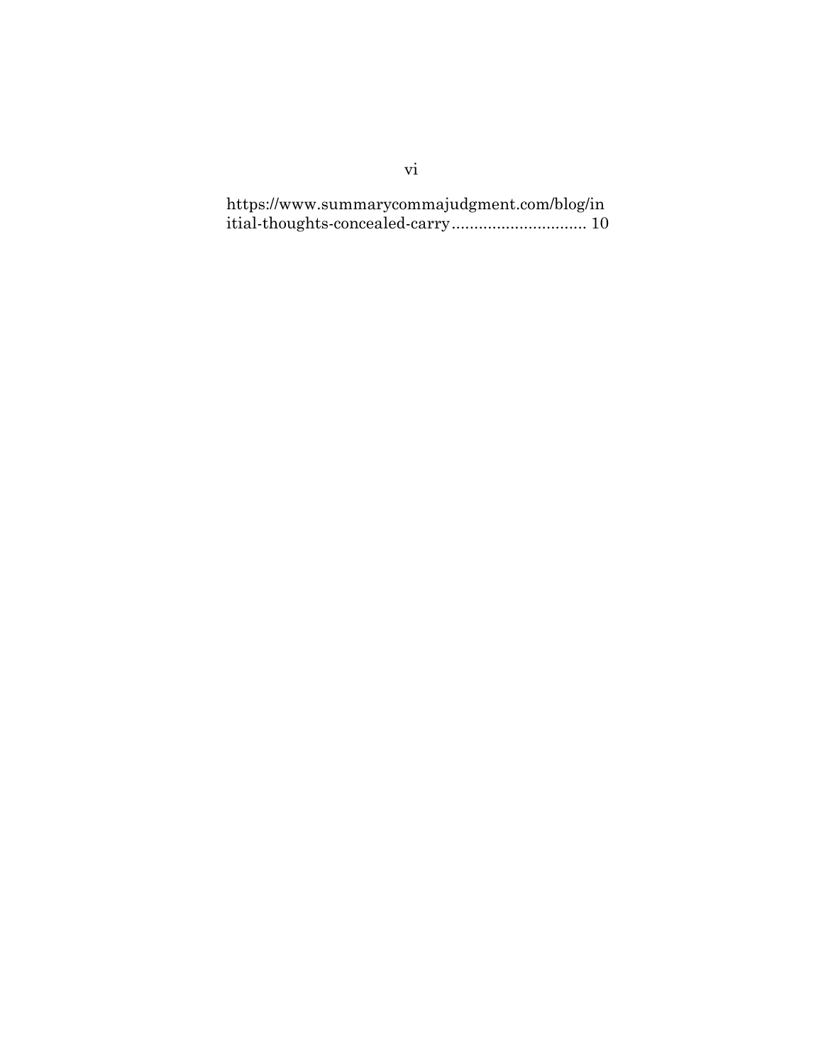https://www.summarycommajudgment.com/blog/initial-thoughts-concealed-carry .............................. 10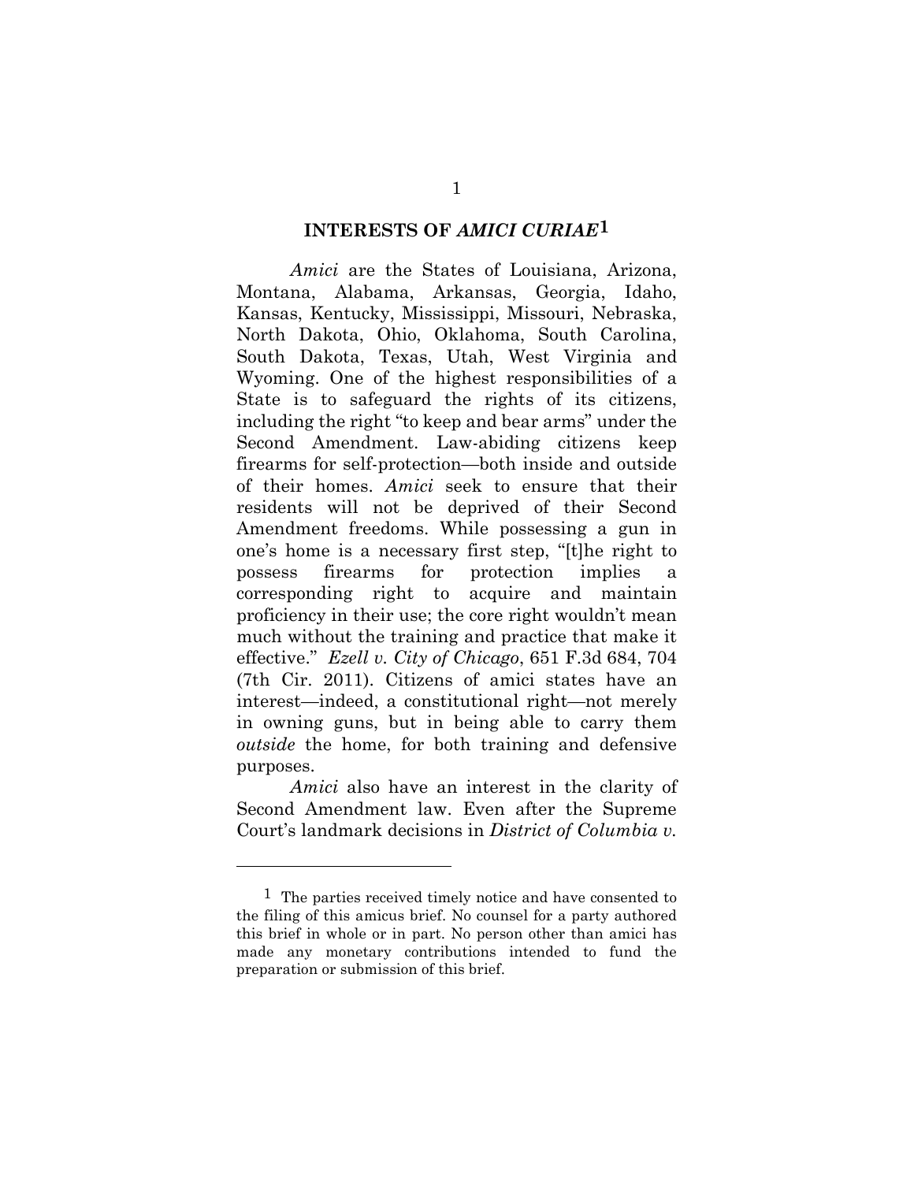## INTERESTS OF *AMICI CURIAE*[1]

*Amici* are the States of Louisiana, Arizona, Montana, Alabama, Arkansas, Georgia, Idaho, Kansas, Kentucky, Mississippi, Missouri, Nebraska, North Dakota, Ohio, Oklahoma, South Carolina, South Dakota, Texas, Utah, West Virginia and Wyoming. One of the highest responsibilities of a State is to safeguard the rights of its citizens, including the right "to keep and bear arms" under the Second Amendment. Law-abiding citizens keep firearms for self-protection—both inside and outside of their homes. *Amici* seek to ensure that their residents will not be deprived of their Second Amendment freedoms. While possessing a gun in one's home is a necessary first step, "[t]he right to possess firearms for protection implies a corresponding right to acquire and maintain proficiency in their use; the core right wouldn't mean much without the training and practice that make it effective." *Ezell v. City of Chicago*, 651 F.3d 684, 704 (7th Cir. 2011). Citizens of amici states have an interest—indeed, a constitutional right—not merely in owning guns, but in being able to carry them *outside* the home, for both training and defensive purposes.

*Amici* also have an interest in the clarity of Second Amendment law. Even after the Supreme Court's landmark decisions in *District of Columbia v.*

---

[1] The parties received timely notice and have consented to the filing of this amicus brief. No counsel for a party authored this brief in whole or in part. No person other than amici has made any monetary contributions intended to fund the preparation or submission of this brief.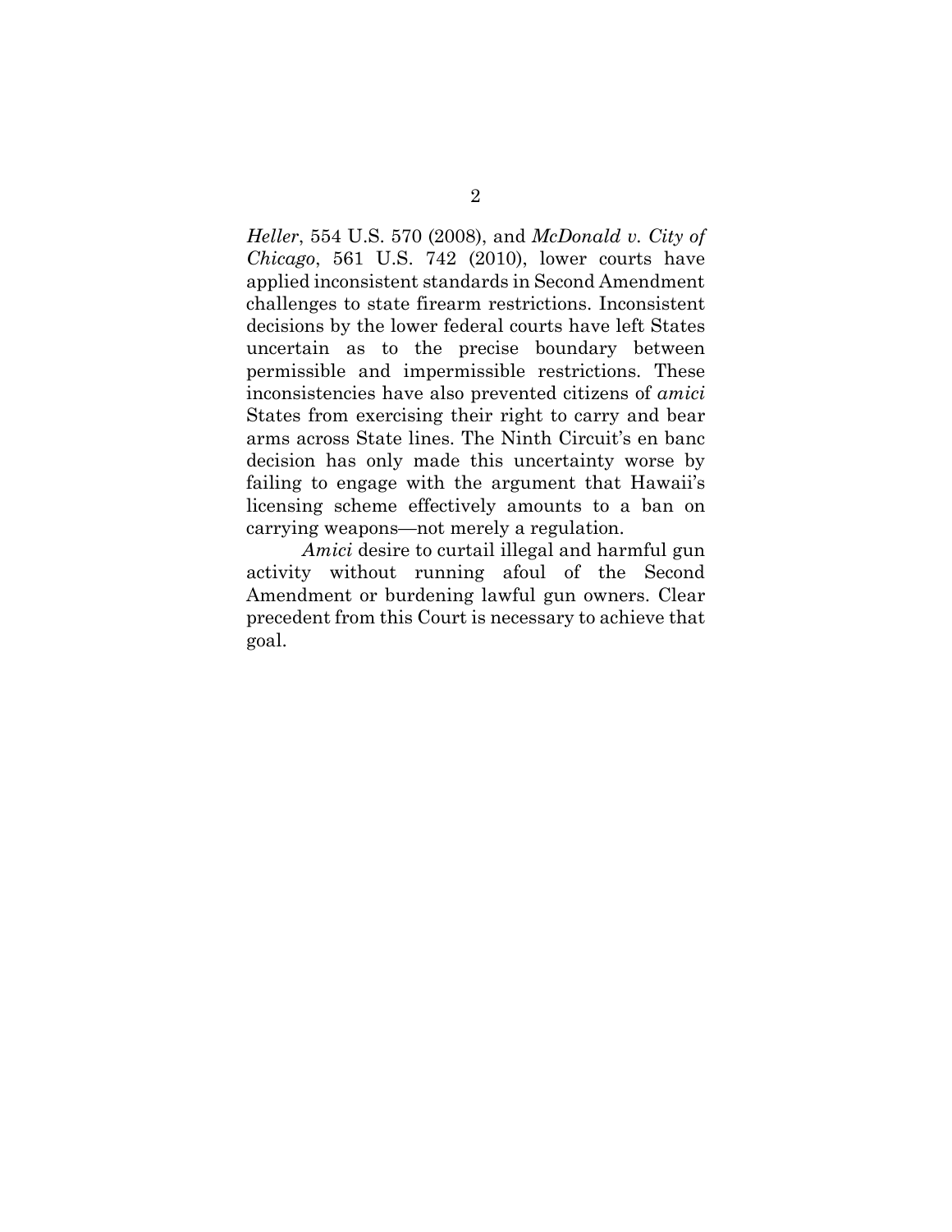*Heller*, 554 U.S. 570 (2008), and *McDonald v. City of Chicago*, 561 U.S. 742 (2010), lower courts have applied inconsistent standards in Second Amendment challenges to state firearm restrictions. Inconsistent decisions by the lower federal courts have left States uncertain as to the precise boundary between permissible and impermissible restrictions. These inconsistencies have also prevented citizens of *amici* States from exercising their right to carry and bear arms across State lines. The Ninth Circuit's en banc decision has only made this uncertainty worse by failing to engage with the argument that Hawaii's licensing scheme effectively amounts to a ban on carrying weapons—not merely a regulation.

*Amici* desire to curtail illegal and harmful gun activity without running afoul of the Second Amendment or burdening lawful gun owners. Clear precedent from this Court is necessary to achieve that goal.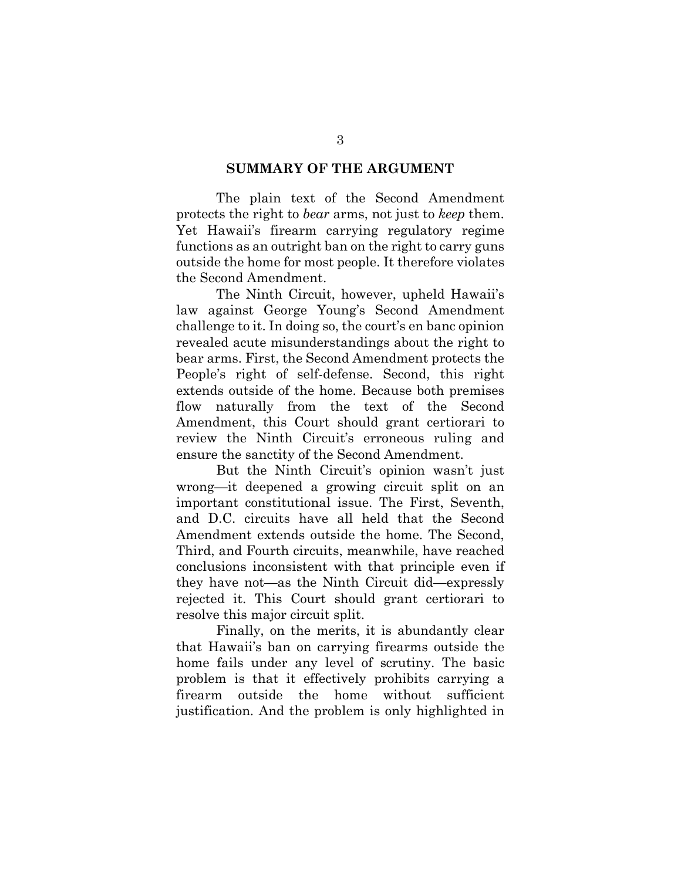## SUMMARY OF THE ARGUMENT

The plain text of the Second Amendment protects the right to *bear* arms, not just to *keep* them. Yet Hawaii's firearm carrying regulatory regime functions as an outright ban on the right to carry guns outside the home for most people. It therefore violates the Second Amendment.

The Ninth Circuit, however, upheld Hawaii's law against George Young's Second Amendment challenge to it. In doing so, the court's en banc opinion revealed acute misunderstandings about the right to bear arms. First, the Second Amendment protects the People's right of self-defense. Second, this right extends outside of the home. Because both premises flow naturally from the text of the Second Amendment, this Court should grant certiorari to review the Ninth Circuit's erroneous ruling and ensure the sanctity of the Second Amendment.

But the Ninth Circuit's opinion wasn't just wrong—it deepened a growing circuit split on an important constitutional issue. The First, Seventh, and D.C. circuits have all held that the Second Amendment extends outside the home. The Second, Third, and Fourth circuits, meanwhile, have reached conclusions inconsistent with that principle even if they have not—as the Ninth Circuit did—expressly rejected it. This Court should grant certiorari to resolve this major circuit split.

Finally, on the merits, it is abundantly clear that Hawaii's ban on carrying firearms outside the home fails under any level of scrutiny. The basic problem is that it effectively prohibits carrying a firearm outside the home without sufficient justification. And the problem is only highlighted in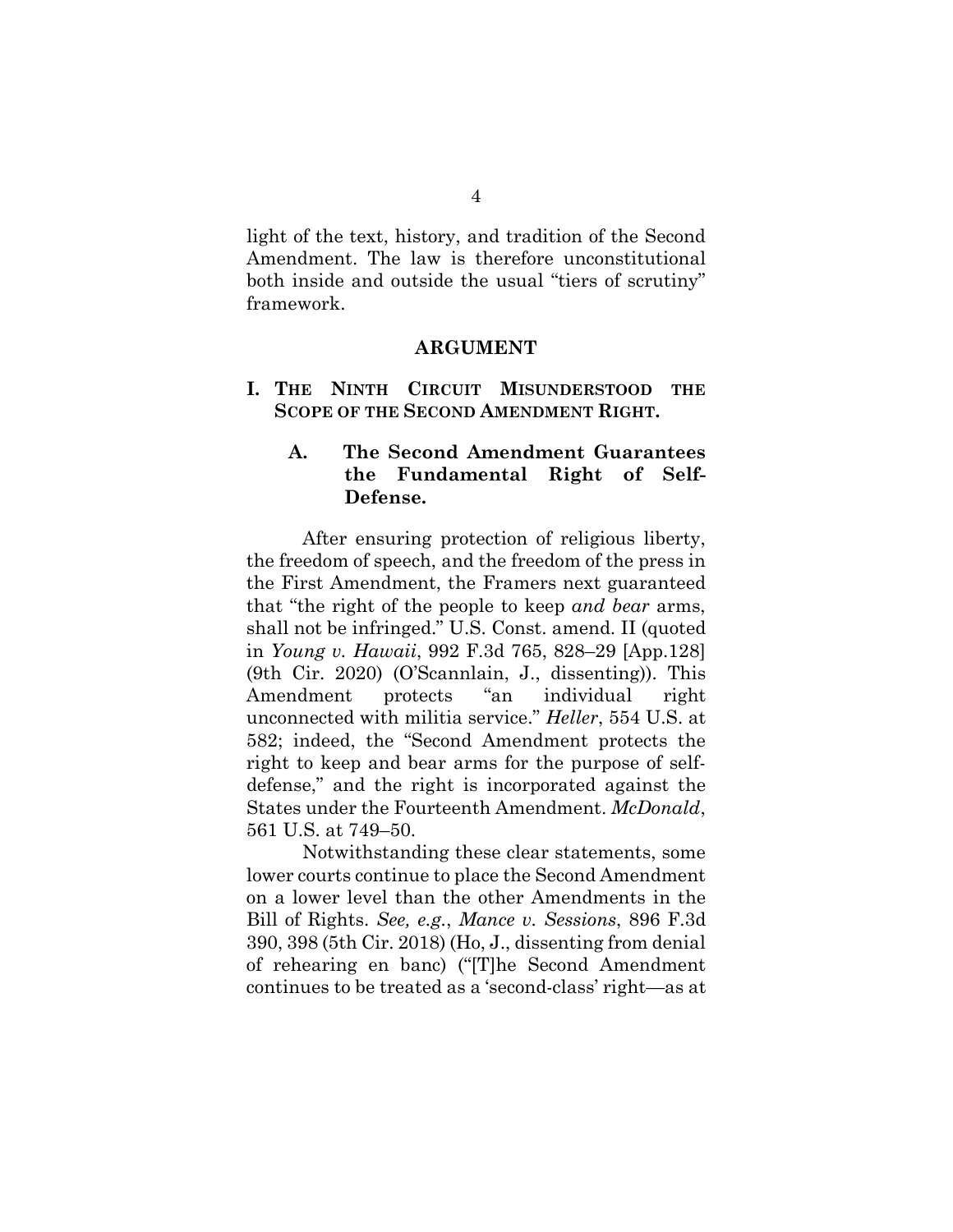light of the text, history, and tradition of the Second Amendment. The law is therefore unconstitutional both inside and outside the usual "tiers of scrutiny" framework.

## ARGUMENT

### I. THE NINTH CIRCUIT MISUNDERSTOOD THE SCOPE OF THE SECOND AMENDMENT RIGHT.

#### A. The Second Amendment Guarantees the Fundamental Right of Self-Defense.

After ensuring protection of religious liberty, the freedom of speech, and the freedom of the press in the First Amendment, the Framers next guaranteed that "the right of the people to keep *and bear* arms, shall not be infringed." U.S. Const. amend. II (quoted in *Young v. Hawaii*, 992 F.3d 765, 828–29 [App.128] (9th Cir. 2020) (O'Scannlain, J., dissenting)). This Amendment protects "an individual right unconnected with militia service." *Heller*, 554 U.S. at 582; indeed, the "Second Amendment protects the right to keep and bear arms for the purpose of self-defense," and the right is incorporated against the States under the Fourteenth Amendment. *McDonald*, 561 U.S. at 749–50.

Notwithstanding these clear statements, some lower courts continue to place the Second Amendment on a lower level than the other Amendments in the Bill of Rights. *See, e.g.*, *Mance v. Sessions*, 896 F.3d 390, 398 (5th Cir. 2018) (Ho, J., dissenting from denial of rehearing en banc) ("[T]he Second Amendment continues to be treated as a 'second-class' right—as at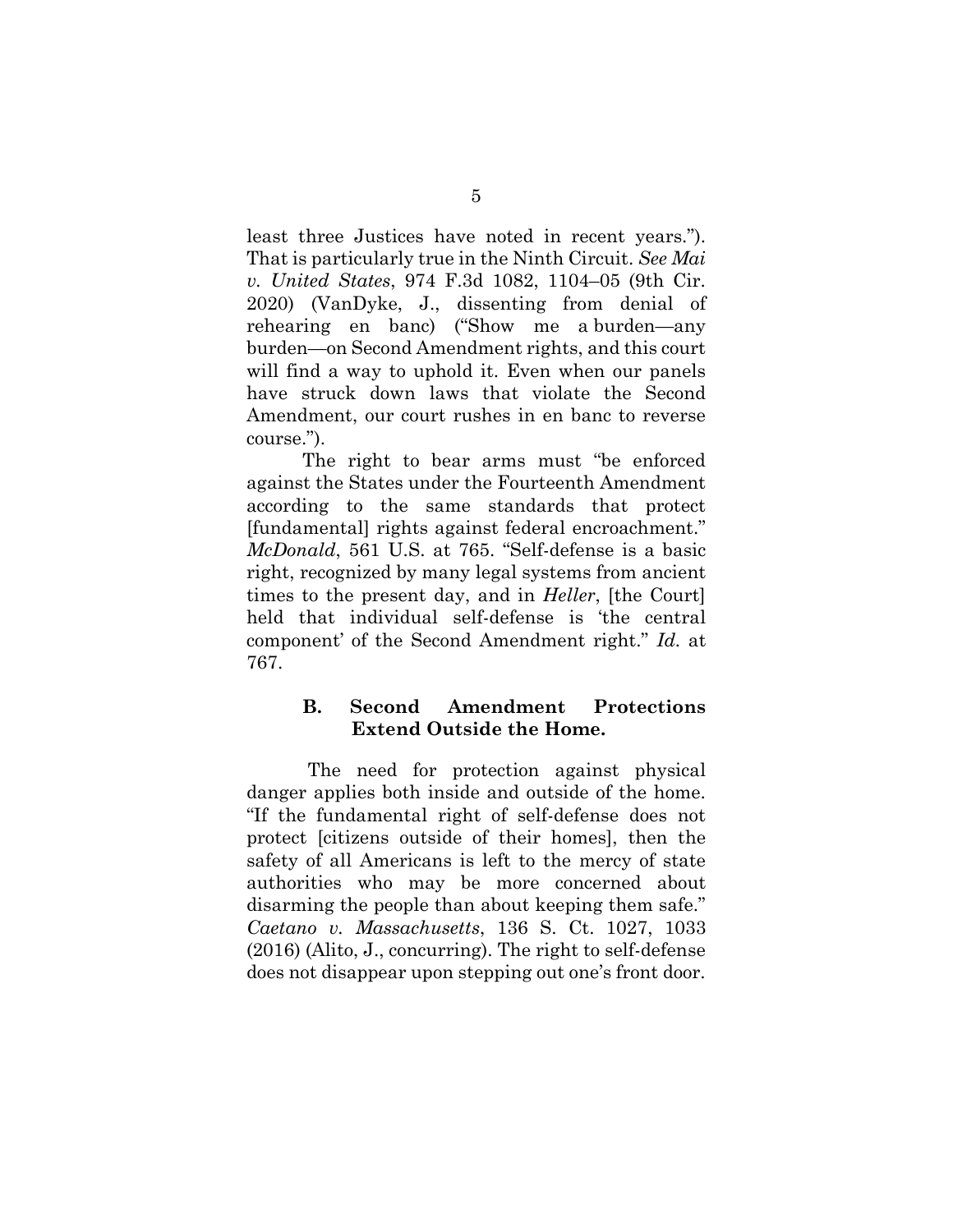least three Justices have noted in recent years."). That is particularly true in the Ninth Circuit. *See Mai v. United States*, 974 F.3d 1082, 1104–05 (9th Cir. 2020) (VanDyke, J., dissenting from denial of rehearing en banc) ("Show me a burden—any burden—on Second Amendment rights, and this court will find a way to uphold it. Even when our panels have struck down laws that violate the Second Amendment, our court rushes in en banc to reverse course.").

The right to bear arms must "be enforced against the States under the Fourteenth Amendment according to the same standards that protect [fundamental] rights against federal encroachment." *McDonald*, 561 U.S. at 765. "Self-defense is a basic right, recognized by many legal systems from ancient times to the present day, and in *Heller*, [the Court] held that individual self-defense is 'the central component' of the Second Amendment right." *Id.* at 767.

### B. Second Amendment Protections Extend Outside the Home.

The need for protection against physical danger applies both inside and outside of the home. "If the fundamental right of self-defense does not protect [citizens outside of their homes], then the safety of all Americans is left to the mercy of state authorities who may be more concerned about disarming the people than about keeping them safe." *Caetano v. Massachusetts*, 136 S. Ct. 1027, 1033 (2016) (Alito, J., concurring). The right to self-defense does not disappear upon stepping out one's front door.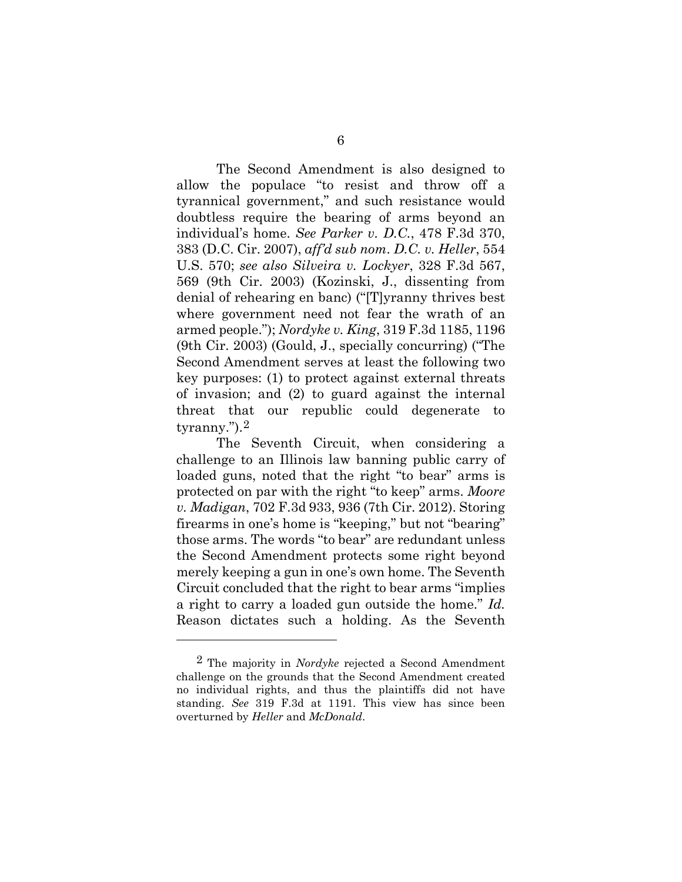The Second Amendment is also designed to allow the populace "to resist and throw off a tyrannical government," and such resistance would doubtless require the bearing of arms beyond an individual's home. *See Parker v. D.C.*, 478 F.3d 370, 383 (D.C. Cir. 2007), *aff'd sub nom*. *D.C. v. Heller*, 554 U.S. 570; *see also Silveira v. Lockyer*, 328 F.3d 567, 569 (9th Cir. 2003) (Kozinski, J., dissenting from denial of rehearing en banc) ("[T]yranny thrives best where government need not fear the wrath of an armed people."); *Nordyke v. King*, 319 F.3d 1185, 1196 (9th Cir. 2003) (Gould, J., specially concurring) ("The Second Amendment serves at least the following two key purposes: (1) to protect against external threats of invasion; and (2) to guard against the internal threat that our republic could degenerate to tyranny.").[2]

The Seventh Circuit, when considering a challenge to an Illinois law banning public carry of loaded guns, noted that the right "to bear" arms is protected on par with the right "to keep" arms. *Moore v. Madigan*, 702 F.3d 933, 936 (7th Cir. 2012). Storing firearms in one's home is "keeping," but not "bearing" those arms. The words "to bear" are redundant unless the Second Amendment protects some right beyond merely keeping a gun in one's own home. The Seventh Circuit concluded that the right to bear arms "implies a right to carry a loaded gun outside the home." *Id.* Reason dictates such a holding. As the Seventh

---

[2] The majority in *Nordyke* rejected a Second Amendment challenge on the grounds that the Second Amendment created no individual rights, and thus the plaintiffs did not have standing. *See* 319 F.3d at 1191. This view has since been overturned by *Heller* and *McDonald*.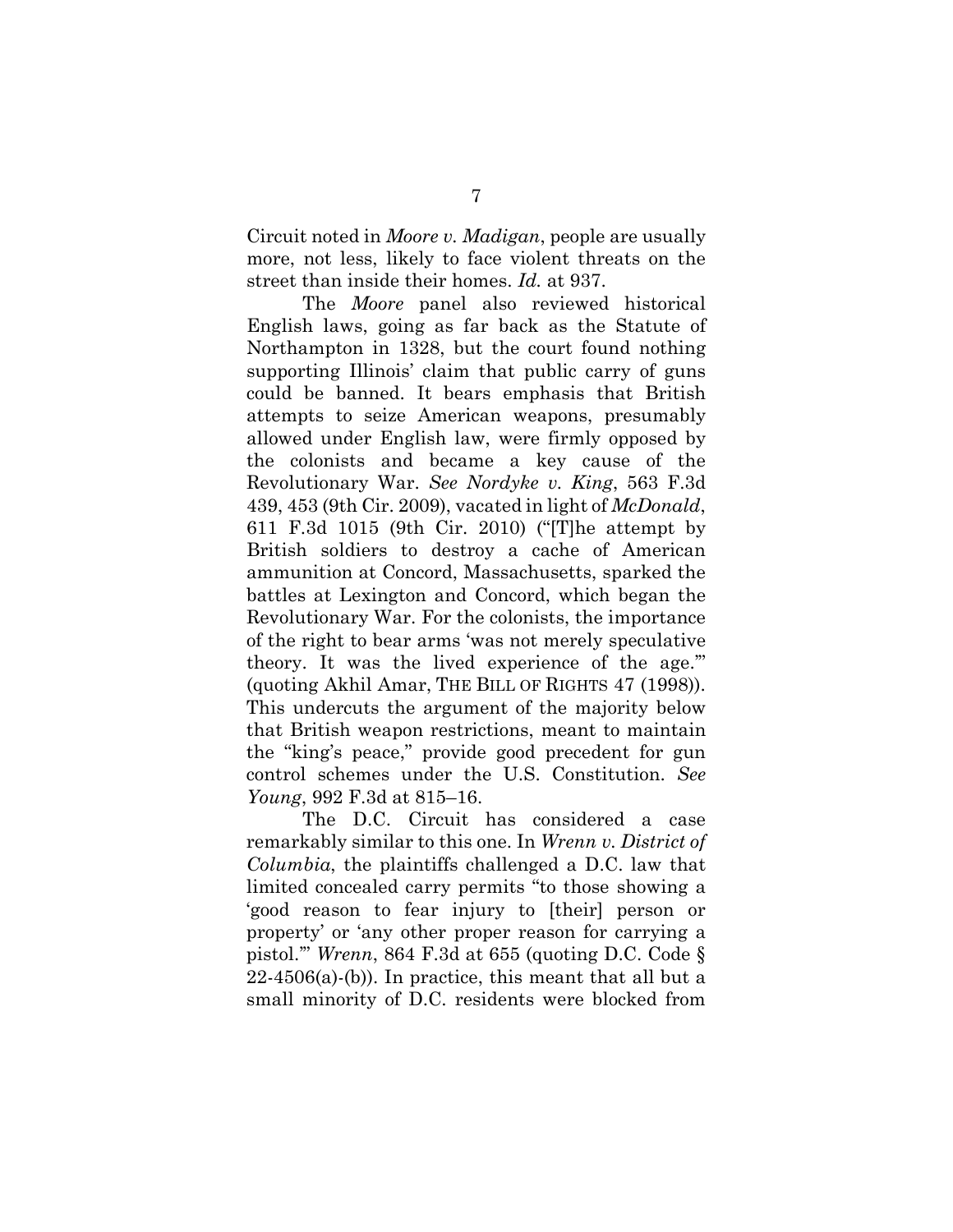Circuit noted in *Moore v. Madigan*, people are usually more, not less, likely to face violent threats on the street than inside their homes. *Id.* at 937.

The *Moore* panel also reviewed historical English laws, going as far back as the Statute of Northampton in 1328, but the court found nothing supporting Illinois' claim that public carry of guns could be banned. It bears emphasis that British attempts to seize American weapons, presumably allowed under English law, were firmly opposed by the colonists and became a key cause of the Revolutionary War. *See Nordyke v. King*, 563 F.3d 439, 453 (9th Cir. 2009), vacated in light of *McDonald*, 611 F.3d 1015 (9th Cir. 2010) ("[T]he attempt by British soldiers to destroy a cache of American ammunition at Concord, Massachusetts, sparked the battles at Lexington and Concord, which began the Revolutionary War. For the colonists, the importance of the right to bear arms 'was not merely speculative theory. It was the lived experience of the age.'" (quoting Akhil Amar, THE BILL OF RIGHTS 47 (1998)). This undercuts the argument of the majority below that British weapon restrictions, meant to maintain the "king's peace," provide good precedent for gun control schemes under the U.S. Constitution. *See Young*, 992 F.3d at 815–16.

The D.C. Circuit has considered a case remarkably similar to this one. In *Wrenn v. District of Columbia*, the plaintiffs challenged a D.C. law that limited concealed carry permits "to those showing a 'good reason to fear injury to [their] person or property' or 'any other proper reason for carrying a pistol.'" *Wrenn*, 864 F.3d at 655 (quoting D.C. Code § 22-4506(a)-(b)). In practice, this meant that all but a small minority of D.C. residents were blocked from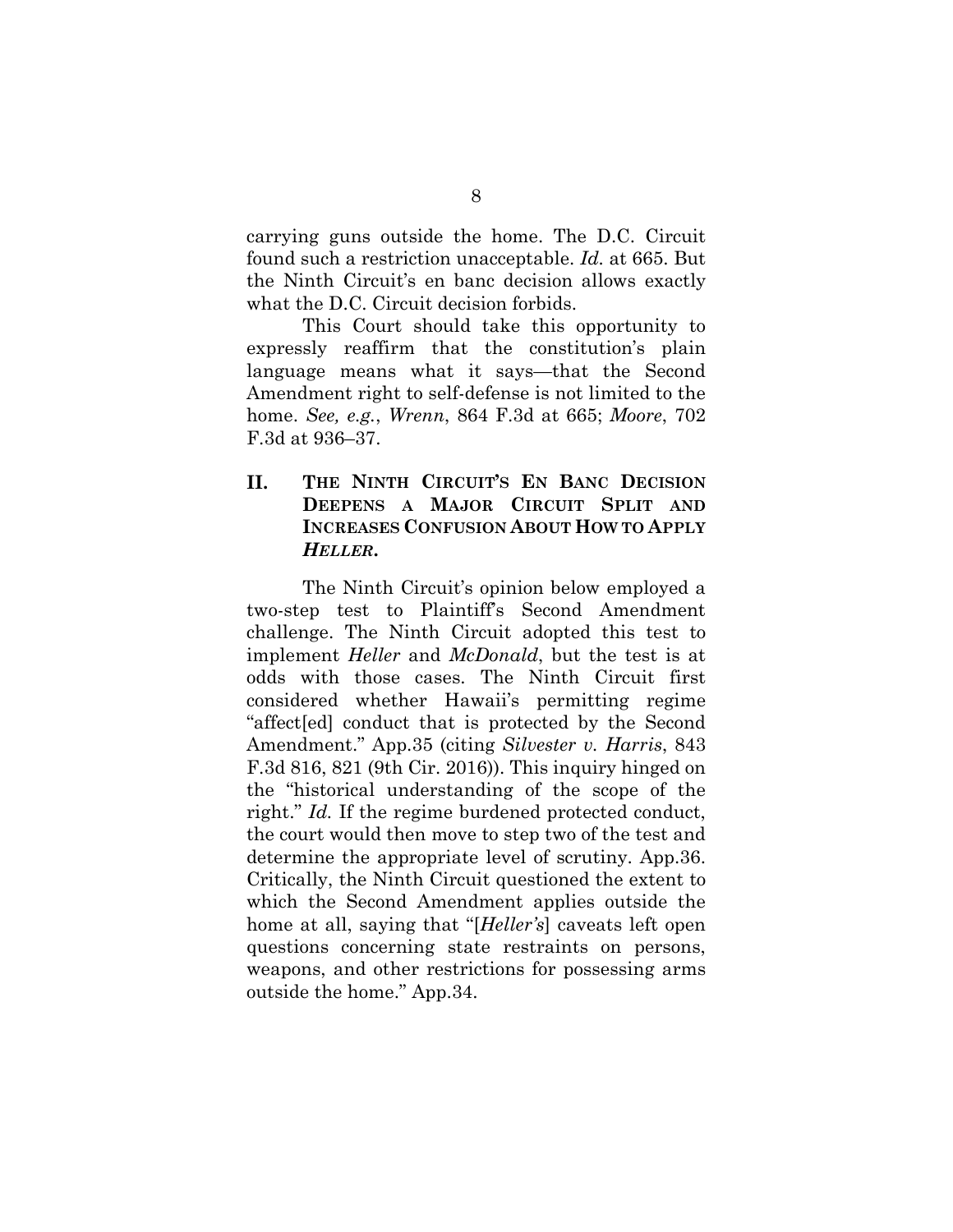carrying guns outside the home. The D.C. Circuit found such a restriction unacceptable. *Id.* at 665. But the Ninth Circuit's en banc decision allows exactly what the D.C. Circuit decision forbids.

This Court should take this opportunity to expressly reaffirm that the constitution's plain language means what it says—that the Second Amendment right to self-defense is not limited to the home. *See, e.g.*, *Wrenn*, 864 F.3d at 665; *Moore*, 702 F.3d at 936–37.

## II. THE NINTH CIRCUIT'S EN BANC DECISION DEEPENS A MAJOR CIRCUIT SPLIT AND INCREASES CONFUSION ABOUT HOW TO APPLY *HELLER*.

The Ninth Circuit's opinion below employed a two-step test to Plaintiff's Second Amendment challenge. The Ninth Circuit adopted this test to implement *Heller* and *McDonald*, but the test is at odds with those cases. The Ninth Circuit first considered whether Hawaii's permitting regime "affect[ed] conduct that is protected by the Second Amendment." App.35 (citing *Silvester v. Harris*, 843 F.3d 816, 821 (9th Cir. 2016)). This inquiry hinged on the "historical understanding of the scope of the right." *Id.* If the regime burdened protected conduct, the court would then move to step two of the test and determine the appropriate level of scrutiny. App.36. Critically, the Ninth Circuit questioned the extent to which the Second Amendment applies outside the home at all, saying that "[*Heller's*] caveats left open questions concerning state restraints on persons, weapons, and other restrictions for possessing arms outside the home." App.34.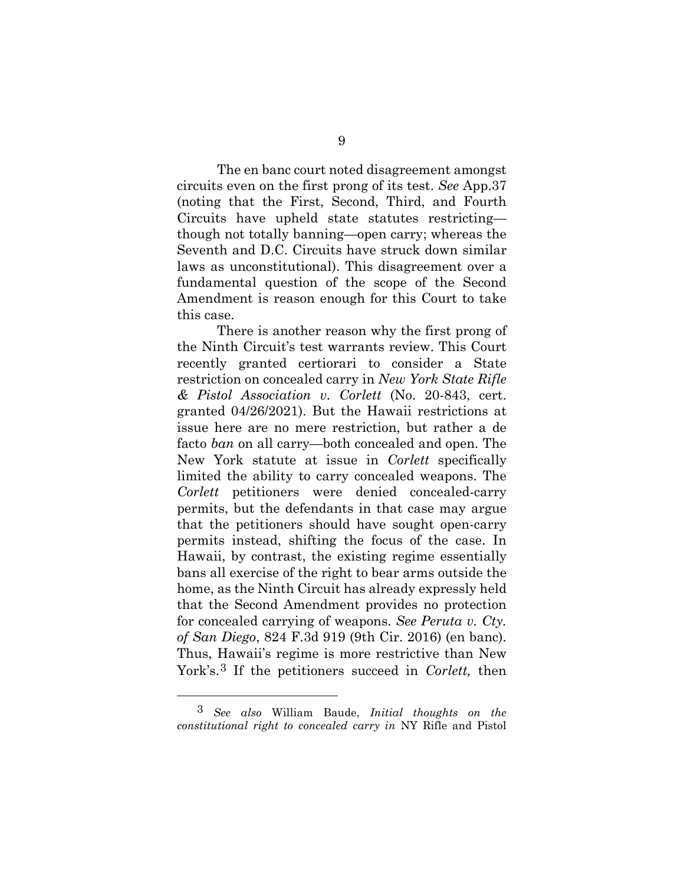The en banc court noted disagreement amongst circuits even on the first prong of its test. *See* App.37 (noting that the First, Second, Third, and Fourth Circuits have upheld state statutes restricting—though not totally banning—open carry; whereas the Seventh and D.C. Circuits have struck down similar laws as unconstitutional). This disagreement over a fundamental question of the scope of the Second Amendment is reason enough for this Court to take this case.

There is another reason why the first prong of the Ninth Circuit's test warrants review. This Court recently granted certiorari to consider a State restriction on concealed carry in *New York State Rifle & Pistol Association v. Corlett* (No. 20-843, cert. granted 04/26/2021). But the Hawaii restrictions at issue here are no mere restriction, but rather a de facto *ban* on all carry—both concealed and open. The New York statute at issue in *Corlett* specifically limited the ability to carry concealed weapons. The *Corlett* petitioners were denied concealed-carry permits, but the defendants in that case may argue that the petitioners should have sought open-carry permits instead, shifting the focus of the case. In Hawaii, by contrast, the existing regime essentially bans all exercise of the right to bear arms outside the home, as the Ninth Circuit has already expressly held that the Second Amendment provides no protection for concealed carrying of weapons. *See Peruta v. Cty. of San Diego*, 824 F.3d 919 (9th Cir. 2016) (en banc). Thus, Hawaii's regime is more restrictive than New York's.[3] If the petitioners succeed in *Corlett,* then

---

[3] *See also* William Baude, *Initial thoughts on the constitutional right to concealed carry in* NY Rifle and Pistol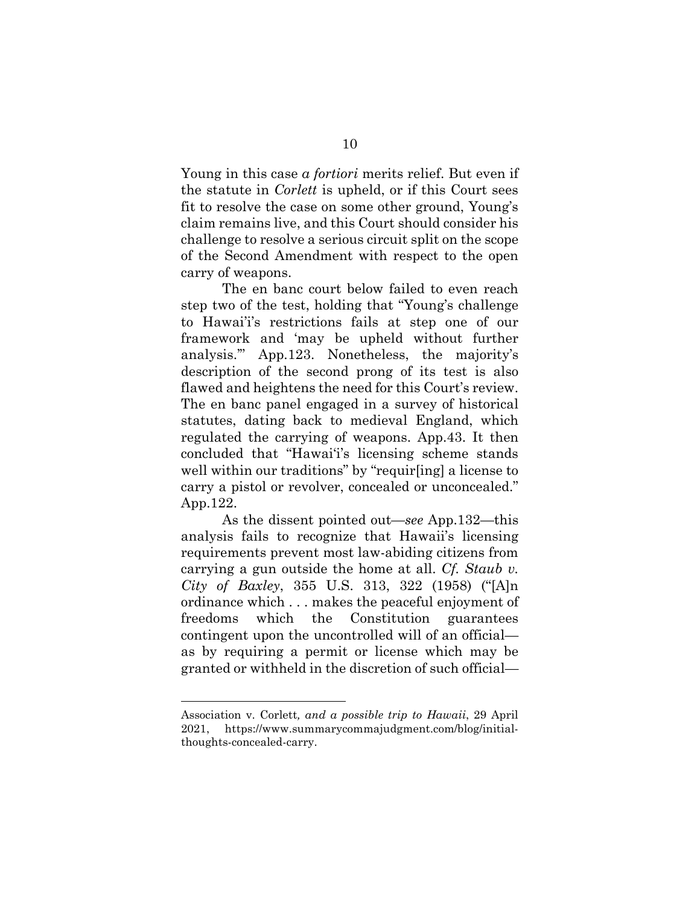Young in this case *a fortiori* merits relief. But even if the statute in *Corlett* is upheld, or if this Court sees fit to resolve the case on some other ground, Young's claim remains live, and this Court should consider his challenge to resolve a serious circuit split on the scope of the Second Amendment with respect to the open carry of weapons.

The en banc court below failed to even reach step two of the test, holding that "Young's challenge to Hawai'i's restrictions fails at step one of our framework and 'may be upheld without further analysis.'" App.123. Nonetheless, the majority's description of the second prong of its test is also flawed and heightens the need for this Court's review. The en banc panel engaged in a survey of historical statutes, dating back to medieval England, which regulated the carrying of weapons. App.43. It then concluded that "Hawai'i's licensing scheme stands well within our traditions" by "requir[ing] a license to carry a pistol or revolver, concealed or unconcealed." App.122.

As the dissent pointed out—*see* App.132—this analysis fails to recognize that Hawaii's licensing requirements prevent most law-abiding citizens from carrying a gun outside the home at all. *Cf. Staub v. City of Baxley*, 355 U.S. 313, 322 (1958) ("[A]n ordinance which . . . makes the peaceful enjoyment of freedoms which the Constitution guarantees contingent upon the uncontrolled will of an official—as by requiring a permit or license which may be granted or withheld in the discretion of such official—

---

Association v. Corlett*, and a possible trip to Hawaii*, 29 April 2021, https://www.summarycommajudgment.com/blog/initial-thoughts-concealed-carry.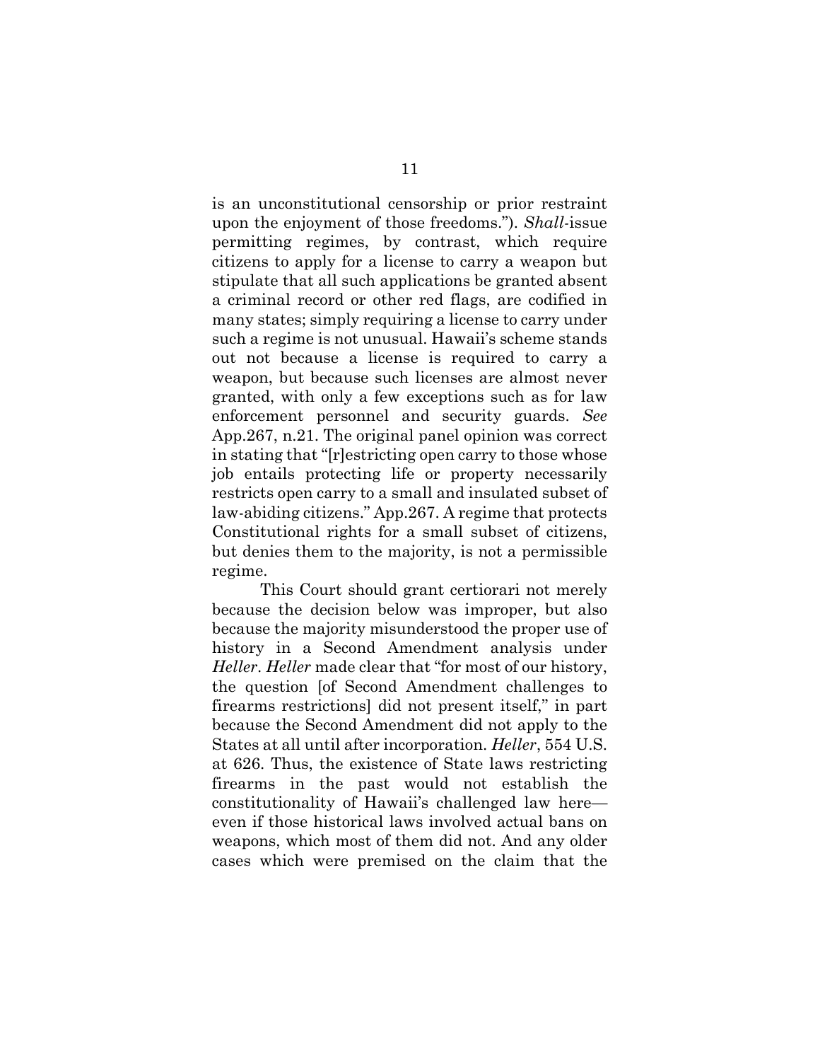is an unconstitutional censorship or prior restraint upon the enjoyment of those freedoms."). *Shall*-issue permitting regimes, by contrast, which require citizens to apply for a license to carry a weapon but stipulate that all such applications be granted absent a criminal record or other red flags, are codified in many states; simply requiring a license to carry under such a regime is not unusual. Hawaii's scheme stands out not because a license is required to carry a weapon, but because such licenses are almost never granted, with only a few exceptions such as for law enforcement personnel and security guards. *See* App.267, n.21. The original panel opinion was correct in stating that "[r]estricting open carry to those whose job entails protecting life or property necessarily restricts open carry to a small and insulated subset of law-abiding citizens." App.267. A regime that protects Constitutional rights for a small subset of citizens, but denies them to the majority, is not a permissible regime.

This Court should grant certiorari not merely because the decision below was improper, but also because the majority misunderstood the proper use of history in a Second Amendment analysis under *Heller*. *Heller* made clear that "for most of our history, the question [of Second Amendment challenges to firearms restrictions] did not present itself," in part because the Second Amendment did not apply to the States at all until after incorporation. *Heller*, 554 U.S. at 626. Thus, the existence of State laws restricting firearms in the past would not establish the constitutionality of Hawaii's challenged law here—even if those historical laws involved actual bans on weapons, which most of them did not. And any older cases which were premised on the claim that the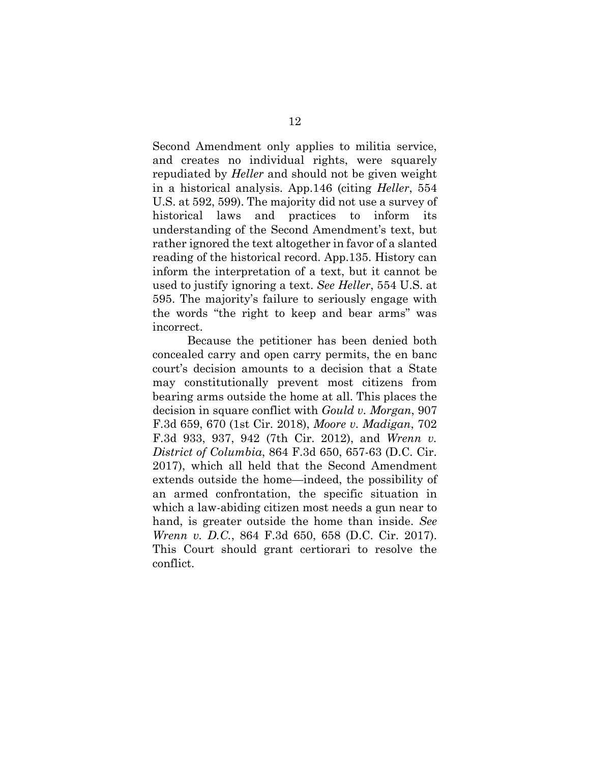Second Amendment only applies to militia service, and creates no individual rights, were squarely repudiated by *Heller* and should not be given weight in a historical analysis. App.146 (citing *Heller*, 554 U.S. at 592, 599). The majority did not use a survey of historical laws and practices to inform its understanding of the Second Amendment's text, but rather ignored the text altogether in favor of a slanted reading of the historical record. App.135. History can inform the interpretation of a text, but it cannot be used to justify ignoring a text. *See Heller*, 554 U.S. at 595. The majority's failure to seriously engage with the words "the right to keep and bear arms" was incorrect.

Because the petitioner has been denied both concealed carry and open carry permits, the en banc court's decision amounts to a decision that a State may constitutionally prevent most citizens from bearing arms outside the home at all. This places the decision in square conflict with *Gould v. Morgan*, 907 F.3d 659, 670 (1st Cir. 2018), *Moore v. Madigan*, 702 F.3d 933, 937, 942 (7th Cir. 2012), and *Wrenn v. District of Columbia*, 864 F.3d 650, 657-63 (D.C. Cir. 2017), which all held that the Second Amendment extends outside the home—indeed, the possibility of an armed confrontation, the specific situation in which a law-abiding citizen most needs a gun near to hand, is greater outside the home than inside. *See Wrenn v. D.C.*, 864 F.3d 650, 658 (D.C. Cir. 2017). This Court should grant certiorari to resolve the conflict.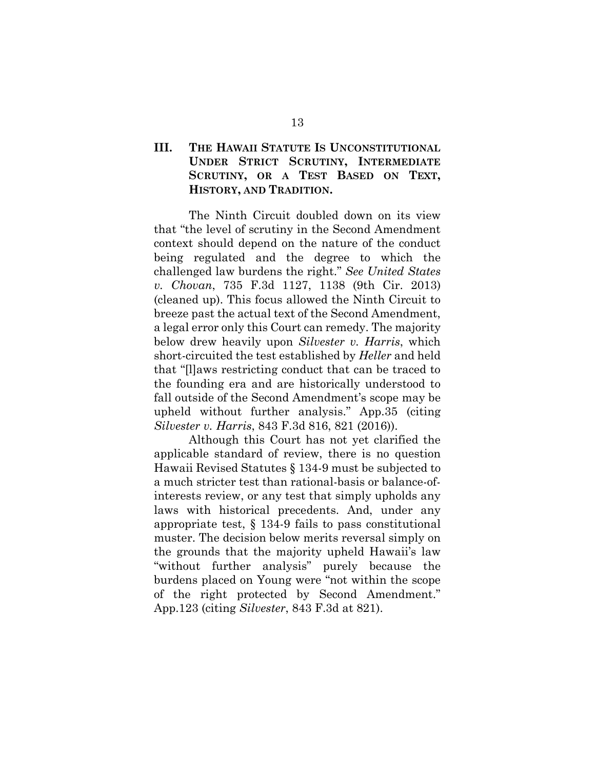## III. THE HAWAII STATUTE IS UNCONSTITUTIONAL UNDER STRICT SCRUTINY, INTERMEDIATE SCRUTINY, OR A TEST BASED ON TEXT, HISTORY, AND TRADITION.

The Ninth Circuit doubled down on its view that "the level of scrutiny in the Second Amendment context should depend on the nature of the conduct being regulated and the degree to which the challenged law burdens the right." *See United States v. Chovan*, 735 F.3d 1127, 1138 (9th Cir. 2013) (cleaned up). This focus allowed the Ninth Circuit to breeze past the actual text of the Second Amendment, a legal error only this Court can remedy. The majority below drew heavily upon *Silvester v. Harris*, which short-circuited the test established by *Heller* and held that "[l]aws restricting conduct that can be traced to the founding era and are historically understood to fall outside of the Second Amendment's scope may be upheld without further analysis." App.35 (citing *Silvester v. Harris*, 843 F.3d 816, 821 (2016)).

Although this Court has not yet clarified the applicable standard of review, there is no question Hawaii Revised Statutes § 134-9 must be subjected to a much stricter test than rational-basis or balance-of-interests review, or any test that simply upholds any laws with historical precedents. And, under any appropriate test, § 134-9 fails to pass constitutional muster. The decision below merits reversal simply on the grounds that the majority upheld Hawaii's law "without further analysis" purely because the burdens placed on Young were "not within the scope of the right protected by Second Amendment." App.123 (citing *Silvester*, 843 F.3d at 821).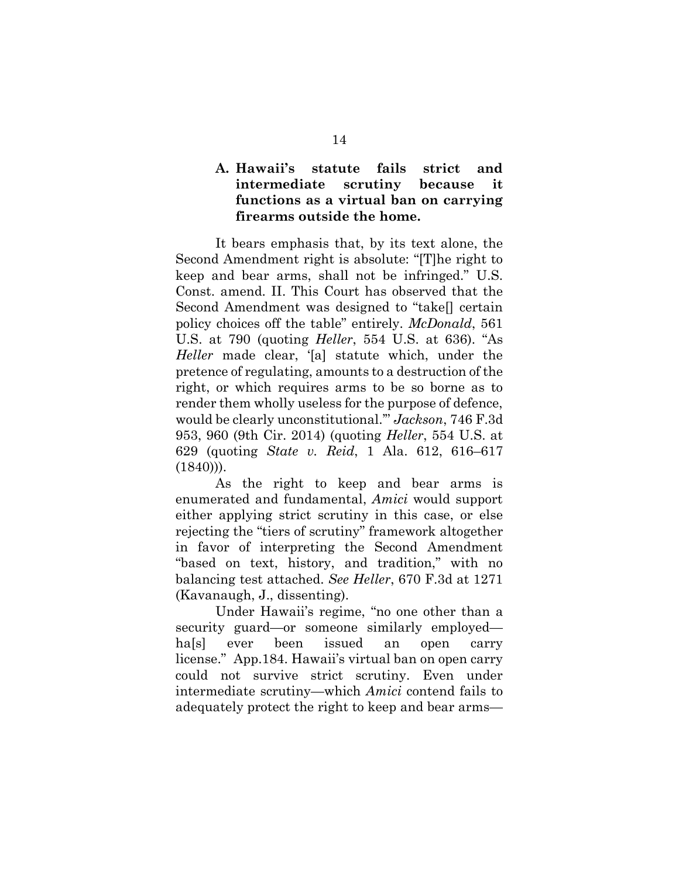### A. Hawaii's statute fails strict and intermediate scrutiny because it functions as a virtual ban on carrying firearms outside the home.

It bears emphasis that, by its text alone, the Second Amendment right is absolute: "[T]he right to keep and bear arms, shall not be infringed." U.S. Const. amend. II. This Court has observed that the Second Amendment was designed to "take[] certain policy choices off the table" entirely. *McDonald*, 561 U.S. at 790 (quoting *Heller*, 554 U.S. at 636). "As *Heller* made clear, '[a] statute which, under the pretence of regulating, amounts to a destruction of the right, or which requires arms to be so borne as to render them wholly useless for the purpose of defence, would be clearly unconstitutional.'" *Jackson*, 746 F.3d 953, 960 (9th Cir. 2014) (quoting *Heller*, 554 U.S. at 629 (quoting *State v. Reid*, 1 Ala. 612, 616–617 (1840))).

As the right to keep and bear arms is enumerated and fundamental, *Amici* would support either applying strict scrutiny in this case, or else rejecting the "tiers of scrutiny" framework altogether in favor of interpreting the Second Amendment "based on text, history, and tradition," with no balancing test attached. *See Heller*, 670 F.3d at 1271 (Kavanaugh, J., dissenting).

Under Hawaii's regime, "no one other than a security guard—or someone similarly employed—ha[s] ever been issued an open carry license." App.184. Hawaii's virtual ban on open carry could not survive strict scrutiny. Even under intermediate scrutiny—which *Amici* contend fails to adequately protect the right to keep and bear arms—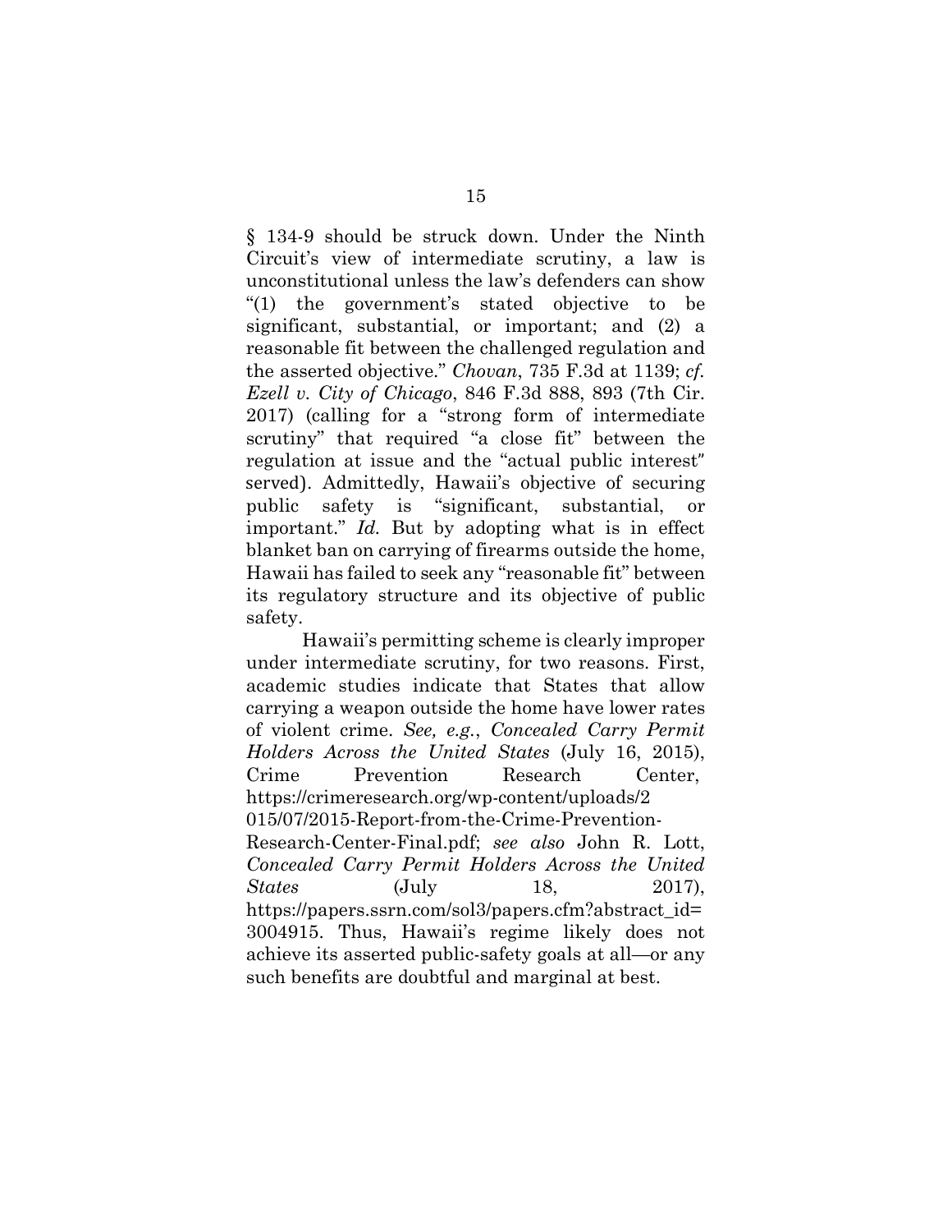§ 134-9 should be struck down. Under the Ninth Circuit's view of intermediate scrutiny, a law is unconstitutional unless the law's defenders can show "(1) the government's stated objective to be significant, substantial, or important; and (2) a reasonable fit between the challenged regulation and the asserted objective." *Chovan*, 735 F.3d at 1139; *cf. Ezell v. City of Chicago*, 846 F.3d 888, 893 (7th Cir. 2017) (calling for a "strong form of intermediate scrutiny" that required "a close fit" between the regulation at issue and the "actual public interest" served). Admittedly, Hawaii's objective of securing public safety is "significant, substantial, or important." *Id.* But by adopting what is in effect blanket ban on carrying of firearms outside the home, Hawaii has failed to seek any "reasonable fit" between its regulatory structure and its objective of public safety.

Hawaii's permitting scheme is clearly improper under intermediate scrutiny, for two reasons. First, academic studies indicate that States that allow carrying a weapon outside the home have lower rates of violent crime. *See, e.g.*, *Concealed Carry Permit Holders Across the United States* (July 16, 2015), Crime Prevention Research Center, https://crimeresearch.org/wp-content/uploads/2015/07/2015-Report-from-the-Crime-Prevention-Research-Center-Final.pdf; *see also* John R. Lott, *Concealed Carry Permit Holders Across the United States* (July 18, 2017), https://papers.ssrn.com/sol3/papers.cfm?abstract_id=3004915. Thus, Hawaii's regime likely does not achieve its asserted public-safety goals at all—or any such benefits are doubtful and marginal at best.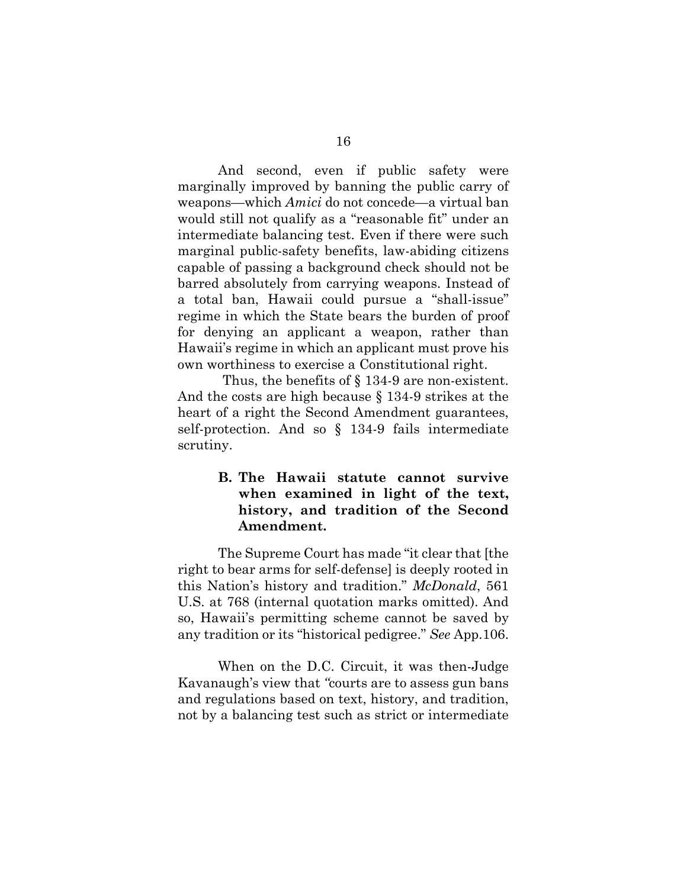And second, even if public safety were marginally improved by banning the public carry of weapons—which *Amici* do not concede—a virtual ban would still not qualify as a "reasonable fit" under an intermediate balancing test. Even if there were such marginal public-safety benefits, law-abiding citizens capable of passing a background check should not be barred absolutely from carrying weapons. Instead of a total ban, Hawaii could pursue a "shall-issue" regime in which the State bears the burden of proof for denying an applicant a weapon, rather than Hawaii's regime in which an applicant must prove his own worthiness to exercise a Constitutional right.

Thus, the benefits of § 134-9 are non-existent. And the costs are high because § 134-9 strikes at the heart of a right the Second Amendment guarantees, self-protection. And so § 134-9 fails intermediate scrutiny.

### B. The Hawaii statute cannot survive when examined in light of the text, history, and tradition of the Second Amendment.

The Supreme Court has made "it clear that [the right to bear arms for self-defense] is deeply rooted in this Nation's history and tradition." *McDonald*, 561 U.S. at 768 (internal quotation marks omitted). And so, Hawaii's permitting scheme cannot be saved by any tradition or its "historical pedigree." *See* App.106.

When on the D.C. Circuit, it was then-Judge Kavanaugh's view that "courts are to assess gun bans and regulations based on text, history, and tradition, not by a balancing test such as strict or intermediate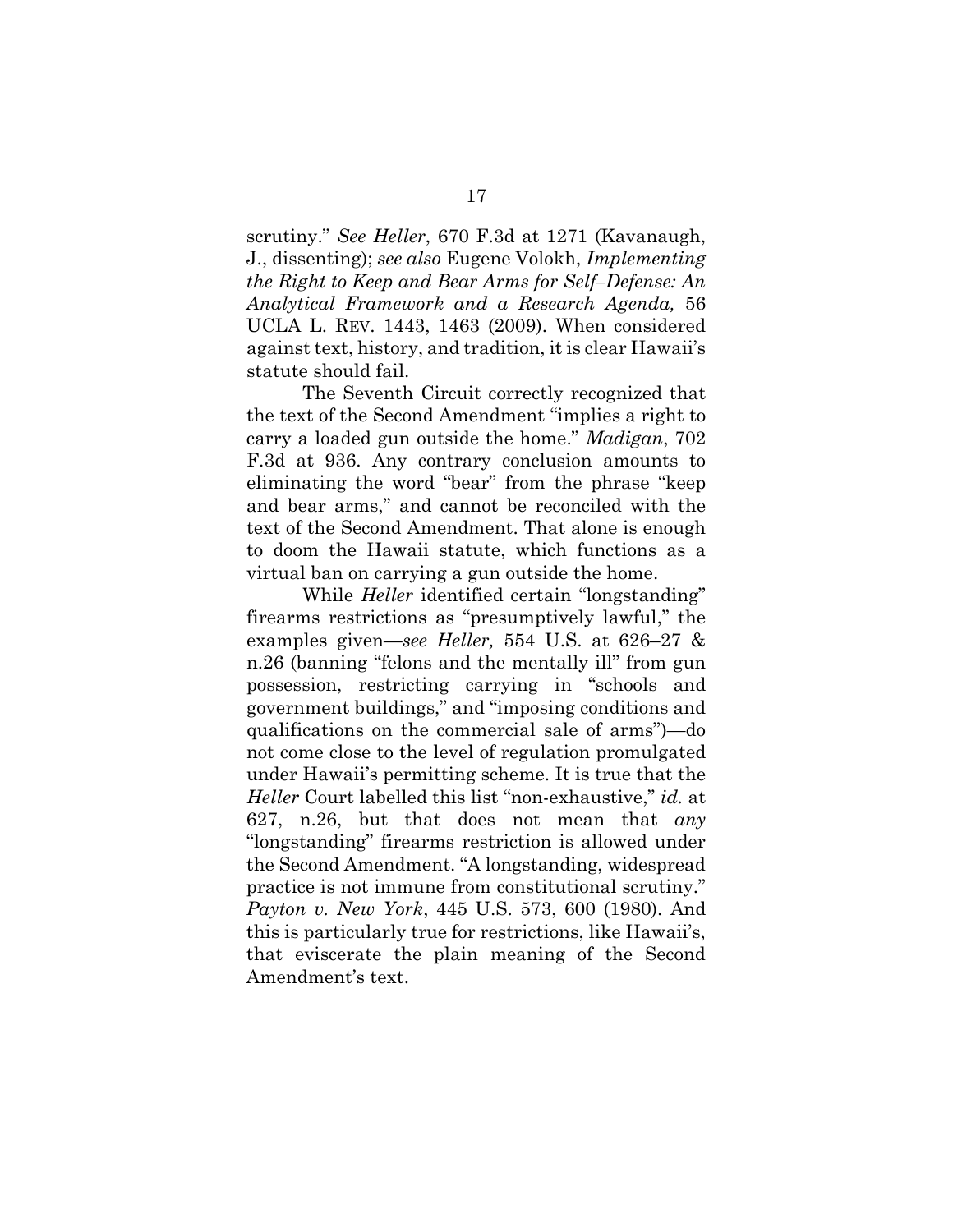scrutiny." *See Heller*, 670 F.3d at 1271 (Kavanaugh, J., dissenting); *see also* Eugene Volokh, *Implementing the Right to Keep and Bear Arms for Self–Defense: An Analytical Framework and a Research Agenda,* 56 UCLA L. REV. 1443, 1463 (2009). When considered against text, history, and tradition, it is clear Hawaii's statute should fail.

The Seventh Circuit correctly recognized that the text of the Second Amendment "implies a right to carry a loaded gun outside the home." *Madigan*, 702 F.3d at 936. Any contrary conclusion amounts to eliminating the word "bear" from the phrase "keep and bear arms," and cannot be reconciled with the text of the Second Amendment. That alone is enough to doom the Hawaii statute, which functions as a virtual ban on carrying a gun outside the home.

While *Heller* identified certain "longstanding" firearms restrictions as "presumptively lawful," the examples given—*see Heller,* 554 U.S. at 626–27 & n.26 (banning "felons and the mentally ill" from gun possession, restricting carrying in "schools and government buildings," and "imposing conditions and qualifications on the commercial sale of arms")—do not come close to the level of regulation promulgated under Hawaii's permitting scheme. It is true that the *Heller* Court labelled this list "non-exhaustive," *id.* at 627, n.26, but that does not mean that *any* "longstanding" firearms restriction is allowed under the Second Amendment. "A longstanding, widespread practice is not immune from constitutional scrutiny." *Payton v. New York*, 445 U.S. 573, 600 (1980). And this is particularly true for restrictions, like Hawaii's, that eviscerate the plain meaning of the Second Amendment's text.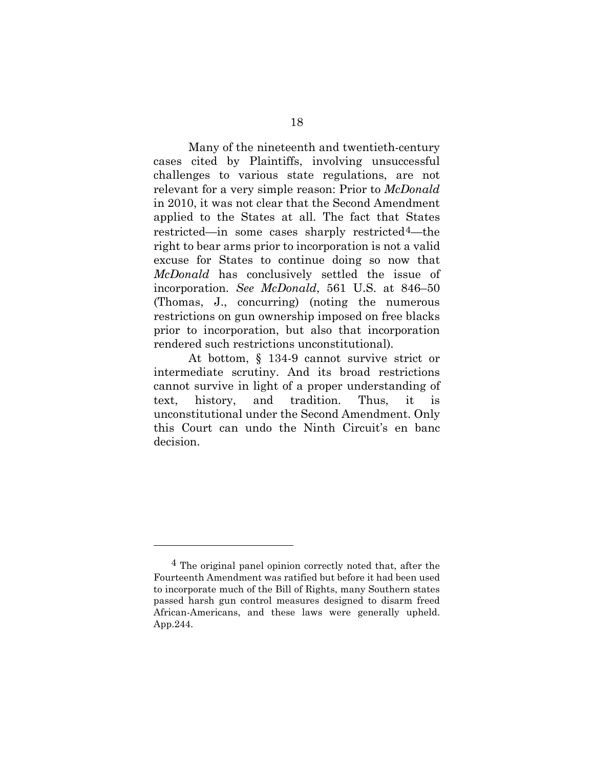Many of the nineteenth and twentieth-century cases cited by Plaintiffs, involving unsuccessful challenges to various state regulations, are not relevant for a very simple reason: Prior to *McDonald* in 2010, it was not clear that the Second Amendment applied to the States at all. The fact that States restricted—in some cases sharply restricted[4]—the right to bear arms prior to incorporation is not a valid excuse for States to continue doing so now that *McDonald* has conclusively settled the issue of incorporation. *See McDonald*, 561 U.S. at 846–50 (Thomas, J., concurring) (noting the numerous restrictions on gun ownership imposed on free blacks prior to incorporation, but also that incorporation rendered such restrictions unconstitutional).

At bottom, § 134-9 cannot survive strict or intermediate scrutiny. And its broad restrictions cannot survive in light of a proper understanding of text, history, and tradition. Thus, it is unconstitutional under the Second Amendment. Only this Court can undo the Ninth Circuit's en banc decision.

---

[4] The original panel opinion correctly noted that, after the Fourteenth Amendment was ratified but before it had been used to incorporate much of the Bill of Rights, many Southern states passed harsh gun control measures designed to disarm freed African-Americans, and these laws were generally upheld. App.244.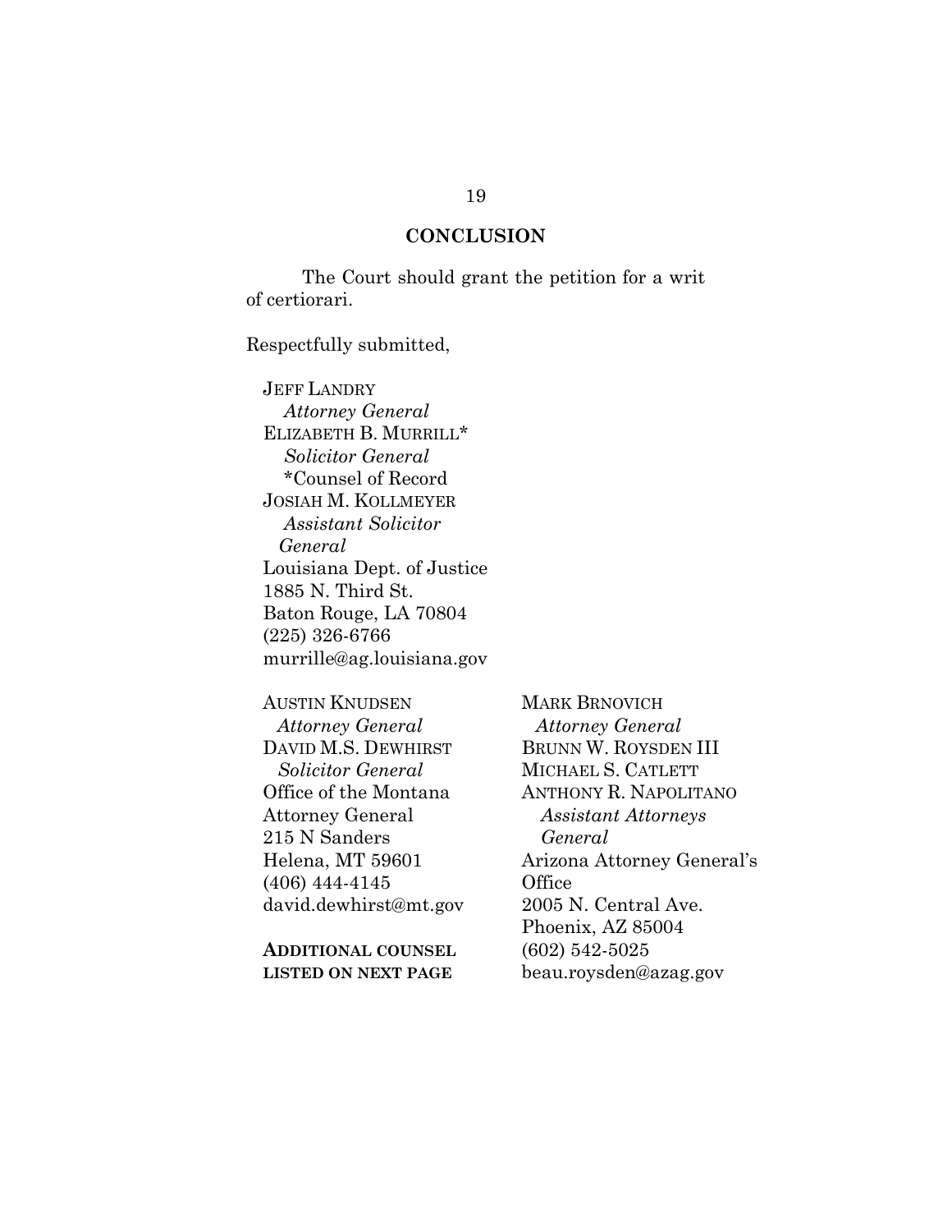## CONCLUSION

The Court should grant the petition for a writ of certiorari.

Respectfully submitted,

JEFF LANDRY
*Attorney General*
ELIZABETH B. MURRILL*
*Solicitor General*
*Counsel of Record
JOSIAH M. KOLLMEYER
*Assistant Solicitor General*
Louisiana Dept. of Justice
1885 N. Third St.
Baton Rouge, LA 70804
(225) 326-6766
murrille@ag.louisiana.gov

AUSTIN KNUDSEN
*Attorney General*
DAVID M.S. DEWHIRST
*Solicitor General*
Office of the Montana Attorney General
215 N Sanders
Helena, MT 59601
(406) 444-4145
david.dewhirst@mt.gov

**ADDITIONAL COUNSEL LISTED ON NEXT PAGE**

MARK BRNOVICH
*Attorney General*
BRUNN W. ROYSDEN III
MICHAEL S. CATLETT
ANTHONY R. NAPOLITANO
*Assistant Attorneys General*
Arizona Attorney General's Office
2005 N. Central Ave.
Phoenix, AZ 85004
(602) 542-5025
beau.roysden@azag.gov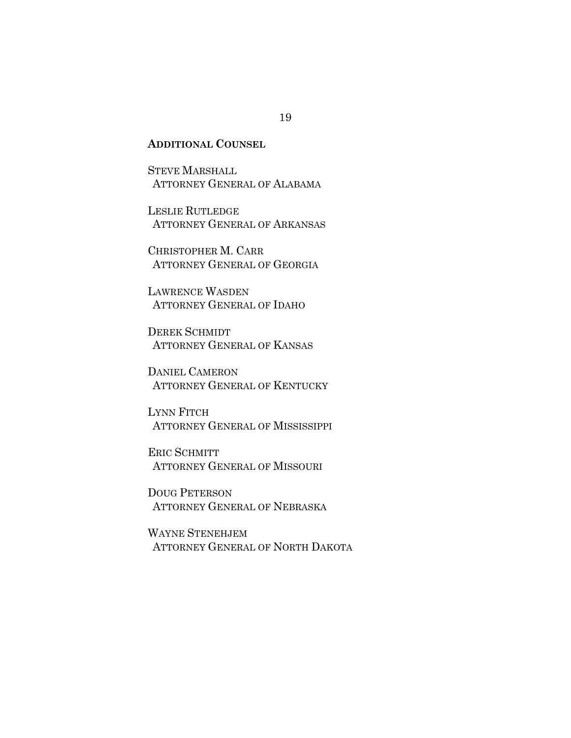**ADDITIONAL COUNSEL**

STEVE MARSHALL
ATTORNEY GENERAL OF ALABAMA

LESLIE RUTLEDGE
ATTORNEY GENERAL OF ARKANSAS

CHRISTOPHER M. CARR
ATTORNEY GENERAL OF GEORGIA

LAWRENCE WASDEN
ATTORNEY GENERAL OF IDAHO

DEREK SCHMIDT
ATTORNEY GENERAL OF KANSAS

DANIEL CAMERON
ATTORNEY GENERAL OF KENTUCKY

LYNN FITCH
ATTORNEY GENERAL OF MISSISSIPPI

ERIC SCHMITT
ATTORNEY GENERAL OF MISSOURI

DOUG PETERSON
ATTORNEY GENERAL OF NEBRASKA

WAYNE STENEHJEM
ATTORNEY GENERAL OF NORTH DAKOTA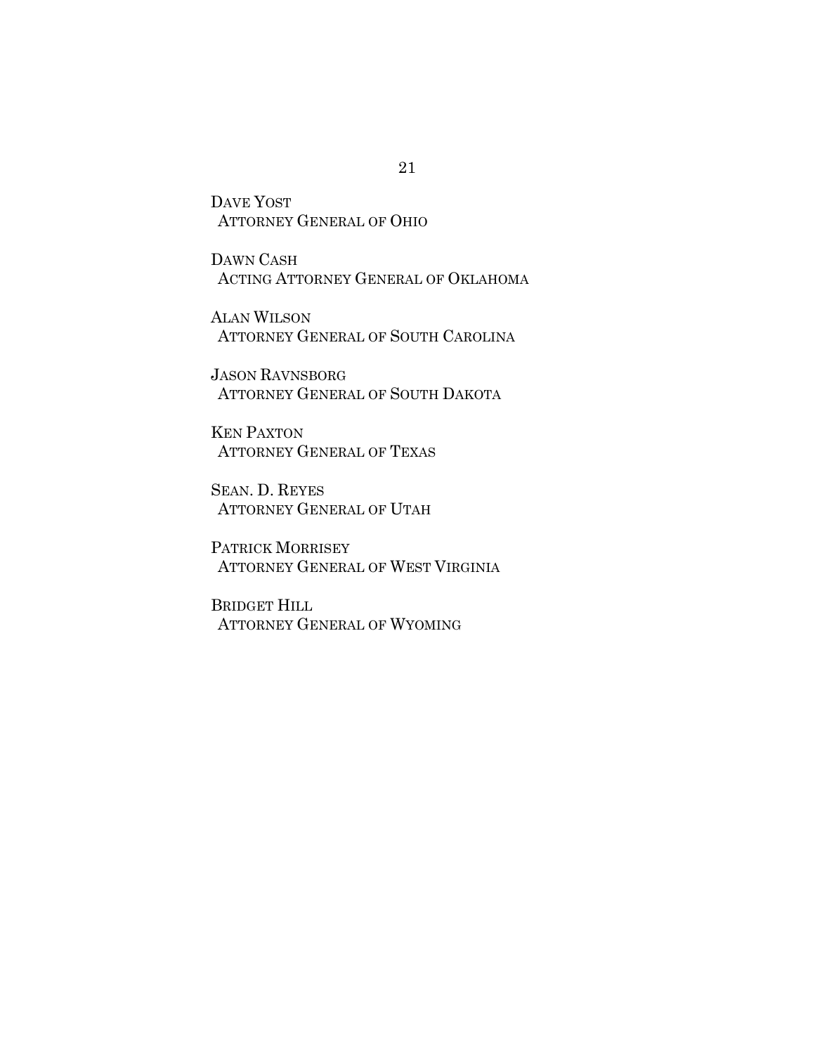DAVE YOST
ATTORNEY GENERAL OF OHIO

DAWN CASH
ACTING ATTORNEY GENERAL OF OKLAHOMA

ALAN WILSON
ATTORNEY GENERAL OF SOUTH CAROLINA

JASON RAVNSBORG
ATTORNEY GENERAL OF SOUTH DAKOTA

KEN PAXTON
ATTORNEY GENERAL OF TEXAS

SEAN. D. REYES
ATTORNEY GENERAL OF UTAH

PATRICK MORRISEY
ATTORNEY GENERAL OF WEST VIRGINIA

BRIDGET HILL
ATTORNEY GENERAL OF WYOMING